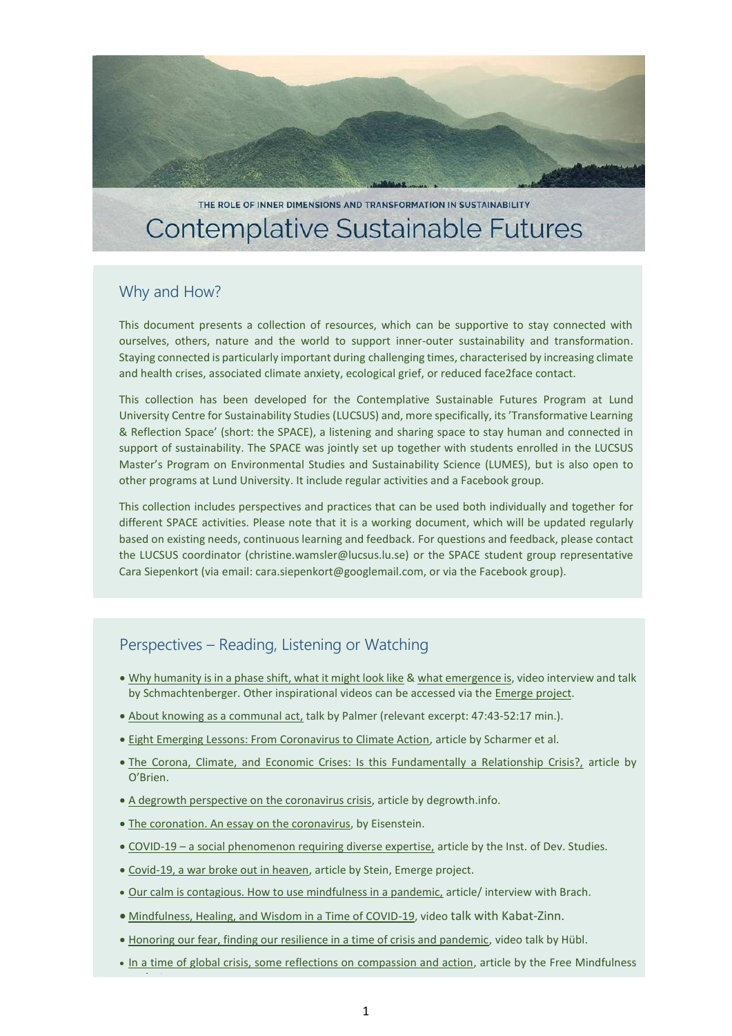THE ROLE OF INNER DIMENSIONS AND TRANSFORMATION IN SUSTAINABILITY

# Contemplative Sustainable Futures

## Why and How?

This document presents a collection of resources, which can be supportive to stay connected with ourselves, others, nature and the world to support inner-outer sustainability and transformation. Staying connected is particularly important during challenging times, characterised by increasing climate and health crises, associated climate anxiety, ecological grief, or reduced face2face contact.

This collection has been developed for the Contemplative Sustainable Futures Program at Lund University Centre for Sustainability Studies (LUCSUS) and, more specifically, its 'Transformative Learning & Reflection Space' (short: the SPACE), a listening and sharing space to stay human and connected in support of sustainability. The SPACE was jointly set up together with students enrolled in the LUCSUS Master's Program on Environmental Studies and Sustainability Science (LUMES), but is also open to other programs at Lund University. It include regular activities and a Facebook group.

This collection includes perspectives and practices that can be used both individually and together for different SPACE activities. Please note that it is a working document, which will be updated regularly based on existing needs, continuous learning and feedback. For questions and feedback, please contact the LUCSUS coordinator (christine.wamsler@lucsus.lu.se) or the SPACE student group representative Cara Siepenkort (via email: cara.siepenkort@googlemail.com, or via the Facebook group).

## Perspectives – Reading, Listening or Watching

- Why humanity is in a phase shift, what it might look like & what emergence is, video interview and talk by Schmachtenberger. Other inspirational videos can be accessed via the Emerge project.
- About knowing as a communal act, talk by Palmer (relevant excerpt: 47:43-52:17 min.).
- Eight Emerging Lessons: From Coronavirus to Climate Action, article by Scharmer et al.
- The Corona, Climate, and Economic Crises: Is this Fundamentally a Relationship Crisis?, article by O'Brien.
- A degrowth perspective on the coronavirus crisis, article by degrowth.info.
- The coronation. An essay on the coronavirus, by Eisenstein.
- COVID-19 – a social phenomenon requiring diverse expertise, article by the Inst. of Dev. Studies.
- Covid-19, a war broke out in heaven, article by Stein, Emerge project.
- Our calm is contagious. How to use mindfulness in a pandemic, article/ interview with Brach.
- Mindfulness, Healing, and Wisdom in a Time of COVID-19, video talk with Kabat-Zinn.
- Honoring our fear, finding our resilience in a time of crisis and pandemic, video talk by Hübl.
- In a time of global crisis, some reflections on compassion and action, article by the Free Mindfulness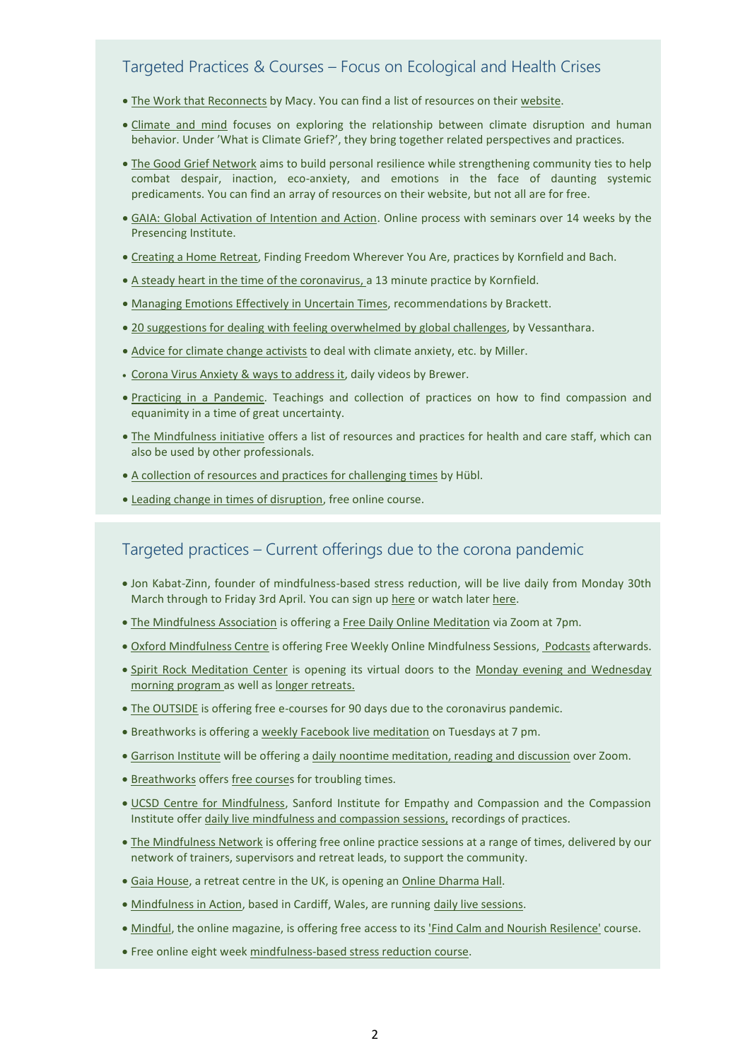## Targeted Practices & Courses – Focus on Ecological and Health Crises

- The Work that Reconnects by Macy. You can find a list of resources on their website.
- Climate and mind focuses on exploring the relationship between climate disruption and human behavior. Under 'What is Climate Grief?', they bring together related perspectives and practices.
- The Good Grief Network aims to build personal resilience while strengthening community ties to help combat despair, inaction, eco-anxiety, and emotions in the face of daunting systemic predicaments. You can find an array of resources on their website, but not all are for free.
- GAIA: Global Activation of Intention and Action. Online process with seminars over 14 weeks by the Presencing Institute.
- Creating a Home Retreat, Finding Freedom Wherever You Are, practices by Kornfield and Bach.
- A steady heart in the time of the coronavirus, a 13 minute practice by Kornfield.
- Managing Emotions Effectively in Uncertain Times, recommendations by Brackett.
- 20 suggestions for dealing with feeling overwhelmed by global challenges, by Vessanthara.
- Advice for climate change activists to deal with climate anxiety, etc. by Miller.
- Corona Virus Anxiety & ways to address it, daily videos by Brewer.
- Practicing in a Pandemic. Teachings and collection of practices on how to find compassion and equanimity in a time of great uncertainty.
- The Mindfulness initiative offers a list of resources and practices for health and care staff, which can also be used by other professionals.
- A collection of resources and practices for challenging times by Hübl.
- Leading change in times of disruption, free online course.

## Targeted practices – Current offerings due to the corona pandemic

- Jon Kabat-Zinn, founder of mindfulness-based stress reduction, will be live daily from Monday 30th March through to Friday 3rd April. You can sign up here or watch later here.
- The Mindfulness Association is offering a Free Daily Online Meditation via Zoom at 7pm.
- Oxford Mindfulness Centre is offering Free Weekly Online Mindfulness Sessions, Podcasts afterwards.
- Spirit Rock Meditation Center is opening its virtual doors to the Monday evening and Wednesday morning program as well as longer retreats.
- The OUTSIDE is offering free e-courses for 90 days due to the coronavirus pandemic.
- Breathworks is offering a weekly Facebook live meditation on Tuesdays at 7 pm.
- Garrison Institute will be offering a daily noontime meditation, reading and discussion over Zoom.
- Breathworks offers free courses for troubling times.
- UCSD Centre for Mindfulness, Sanford Institute for Empathy and Compassion and the Compassion Institute offer daily live mindfulness and compassion sessions, recordings of practices.
- The Mindfulness Network is offering free online practice sessions at a range of times, delivered by our network of trainers, supervisors and retreat leads, to support the community.
- Gaia House, a retreat centre in the UK, is opening an Online Dharma Hall.
- Mindfulness in Action, based in Cardiff, Wales, are running daily live sessions.
- Mindful, the online magazine, is offering free access to its 'Find Calm and Nourish Resilence' course.
- Free online eight week mindfulness-based stress reduction course.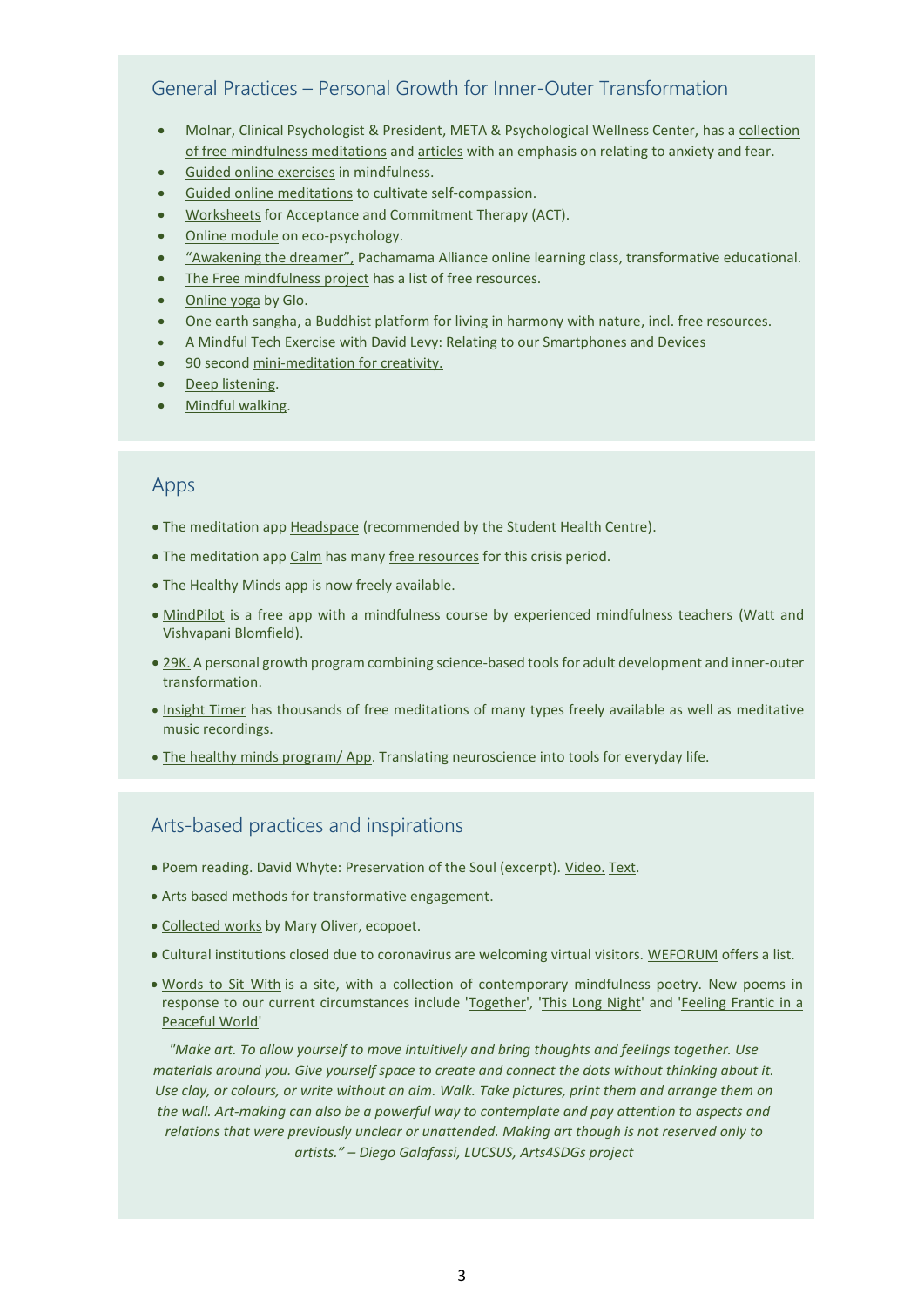## General Practices – Personal Growth for Inner-Outer Transformation

- Molnar, Clinical Psychologist & President, META & Psychological Wellness Center, has a collection of free mindfulness meditations and articles with an emphasis on relating to anxiety and fear.
- Guided online exercises in mindfulness.
- Guided online meditations to cultivate self-compassion.
- Worksheets for Acceptance and Commitment Therapy (ACT).
- Online module on eco-psychology.
- "Awakening the dreamer", Pachamama Alliance online learning class, transformative educational.
- The Free mindfulness project has a list of free resources.
- Online yoga by Glo.
- One earth sangha, a Buddhist platform for living in harmony with nature, incl. free resources.
- A Mindful Tech Exercise with David Levy: Relating to our Smartphones and Devices
- 90 second mini-meditation for creativity.
- Deep listening.
- Mindful walking.

## Apps

- The meditation app Headspace (recommended by the Student Health Centre).
- The meditation app Calm has many free resources for this crisis period.
- The Healthy Minds app is now freely available.
- MindPilot is a free app with a mindfulness course by experienced mindfulness teachers (Watt and Vishvapani Blomfield).
- 29K. A personal growth program combining science-based tools for adult development and inner-outer transformation.
- Insight Timer has thousands of free meditations of many types freely available as well as meditative music recordings.
- The healthy minds program/ App. Translating neuroscience into tools for everyday life.

## Arts-based practices and inspirations

- Poem reading. David Whyte: Preservation of the Soul (excerpt). Video. Text.
- Arts based methods for transformative engagement.
- Collected works by Mary Oliver, ecopoet.
- Cultural institutions closed due to coronavirus are welcoming virtual visitors. WEFORUM offers a list.
- Words to Sit With is a site, with a collection of contemporary mindfulness poetry. New poems in response to our current circumstances include 'Together', 'This Long Night' and 'Feeling Frantic in a Peaceful World'

*"Make art. To allow yourself to move intuitively and bring thoughts and feelings together. Use materials around you. Give yourself space to create and connect the dots without thinking about it. Use clay, or colours, or write without an aim. Walk. Take pictures, print them and arrange them on the wall. Art-making can also be a powerful way to contemplate and pay attention to aspects and relations that were previously unclear or unattended. Making art though is not reserved only to artists." – Diego Galafassi, LUCSUS, Arts4SDGs project*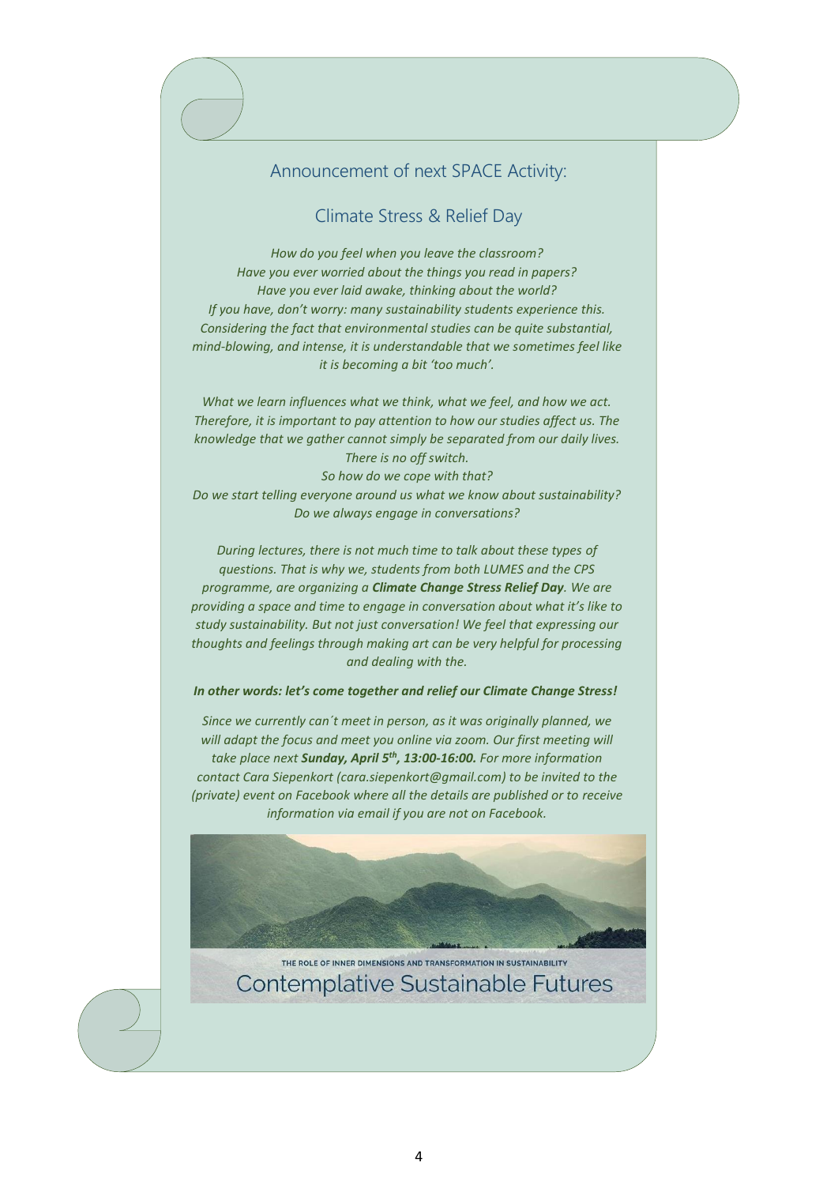## Announcement of next SPACE Activity:

## Climate Stress & Relief Day

*How do you feel when you leave the classroom?*
*Have you ever worried about the things you read in papers?*
*Have you ever laid awake, thinking about the world?*
*If you have, don't worry: many sustainability students experience this.*
*Considering the fact that environmental studies can be quite substantial, mind-blowing, and intense, it is understandable that we sometimes feel like it is becoming a bit 'too much'.*

*What we learn influences what we think, what we feel, and how we act. Therefore, it is important to pay attention to how our studies affect us. The knowledge that we gather cannot simply be separated from our daily lives. There is no off switch.*
*So how do we cope with that?*
*Do we start telling everyone around us what we know about sustainability?*
*Do we always engage in conversations?*

*During lectures, there is not much time to talk about these types of questions. That is why we, students from both LUMES and the CPS programme, are organizing a **Climate Change Stress Relief Day**. We are providing a space and time to engage in conversation about what it's like to study sustainability. But not just conversation! We feel that expressing our thoughts and feelings through making art can be very helpful for processing and dealing with the.*

***In other words: let's come together and relief our Climate Change Stress!***

*Since we currently can´t meet in person, as it was originally planned, we will adapt the focus and meet you online via zoom. Our first meeting will take place next **Sunday, April 5th, 13:00-16:00.** For more information contact Cara Siepenkort (cara.siepenkort@gmail.com) to be invited to the (private) event on Facebook where all the details are published or to receive information via email if you are not on Facebook.*

THE ROLE OF INNER DIMENSIONS AND TRANSFORMATION IN SUSTAINABILITY

Contemplative Sustainable Futures